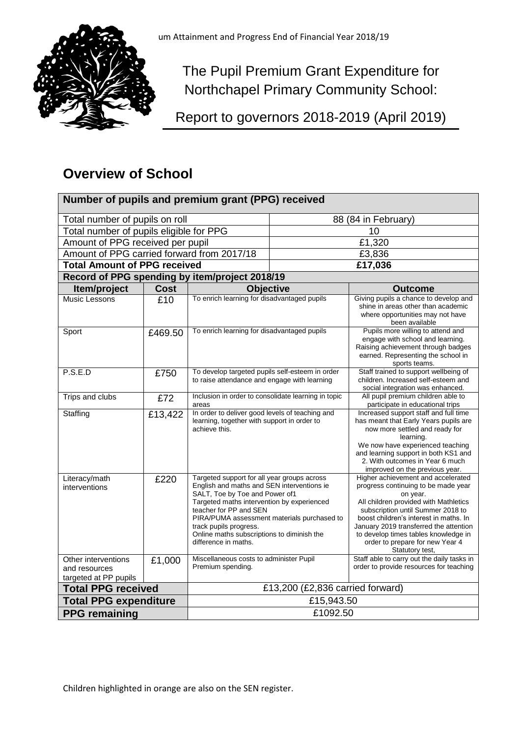um Attainment and Progress End of Financial Year 2018/19

# The Pupil Premium Grant Expenditure for Northchapel Primary Community School:

## Report to governors 2018-2019 (April 2019)

## Overview of School

| Number of pupils and premium grant (PPG) received | | | |
|---|---|---|---|
| Total number of pupils on roll | | 88 (84 in February) | |
| Total number of pupils eligible for PPG | | 10 | |
| Amount of PPG received per pupil | | £1,320 | |
| Amount of PPG carried forward from 2017/18 | | £3,836 | |
| **Total Amount of PPG received** | | **£17,036** | |
| **Record of PPG spending by item/project 2018/19** | | | |
| **Item/project** | **Cost** | **Objective** | **Outcome** |
| Music Lessons | £10 | To enrich learning for disadvantaged pupils | Giving pupils a chance to develop and shine in areas other than academic where opportunities may not have been available |
| Sport | £469.50 | To enrich learning for disadvantaged pupils | Pupils more willing to attend and engage with school and learning. Raising achievement through badges earned. Representing the school in sports teams. |
| P.S.E.D | £750 | To develop targeted pupils self-esteem in order to raise attendance and engage with learning | Staff trained to support wellbeing of children. Increased self-esteem and social integration was enhanced. |
| Trips and clubs | £72 | Inclusion in order to consolidate learning in topic areas | All pupil premium children able to participate in educational trips |
| Staffing | £13,422 | In order to deliver good levels of teaching and learning, together with support in order to achieve this. | Increased support staff and full time has meant that Early Years pupils are now more settled and ready for learning. We now have experienced teaching and learning support in both KS1 and 2. With outcomes in Year 6 much improved on the previous year. |
| Literacy/math interventions | £220 | Targeted support for all year groups across English and maths and SEN interventions ie SALT, Toe by Toe and Power of1 Targeted maths intervention by experienced teacher for PP and SEN PIRA/PUMA assessment materials purchased to track pupils progress. Online maths subscriptions to diminish the difference in maths. | Higher achievement and accelerated progress continuing to be made year on year. All children provided with Mathletics subscription until Summer 2018 to boost children's interest in maths. In January 2019 transferred the attention to develop times tables knowledge in order to prepare for new Year 4 Statutory test, |
| Other interventions and resources targeted at PP pupils | £1,000 | Miscellaneous costs to administer Pupil Premium spending. | Staff able to carry out the daily tasks in order to provide resources for teaching |
| **Total PPG received** | | £13,200 (£2,836 carried forward) | |
| **Total PPG expenditure** | | £15,943.50 | |
| **PPG remaining** | | £1092.50 | |

Children highlighted in orange are also on the SEN register.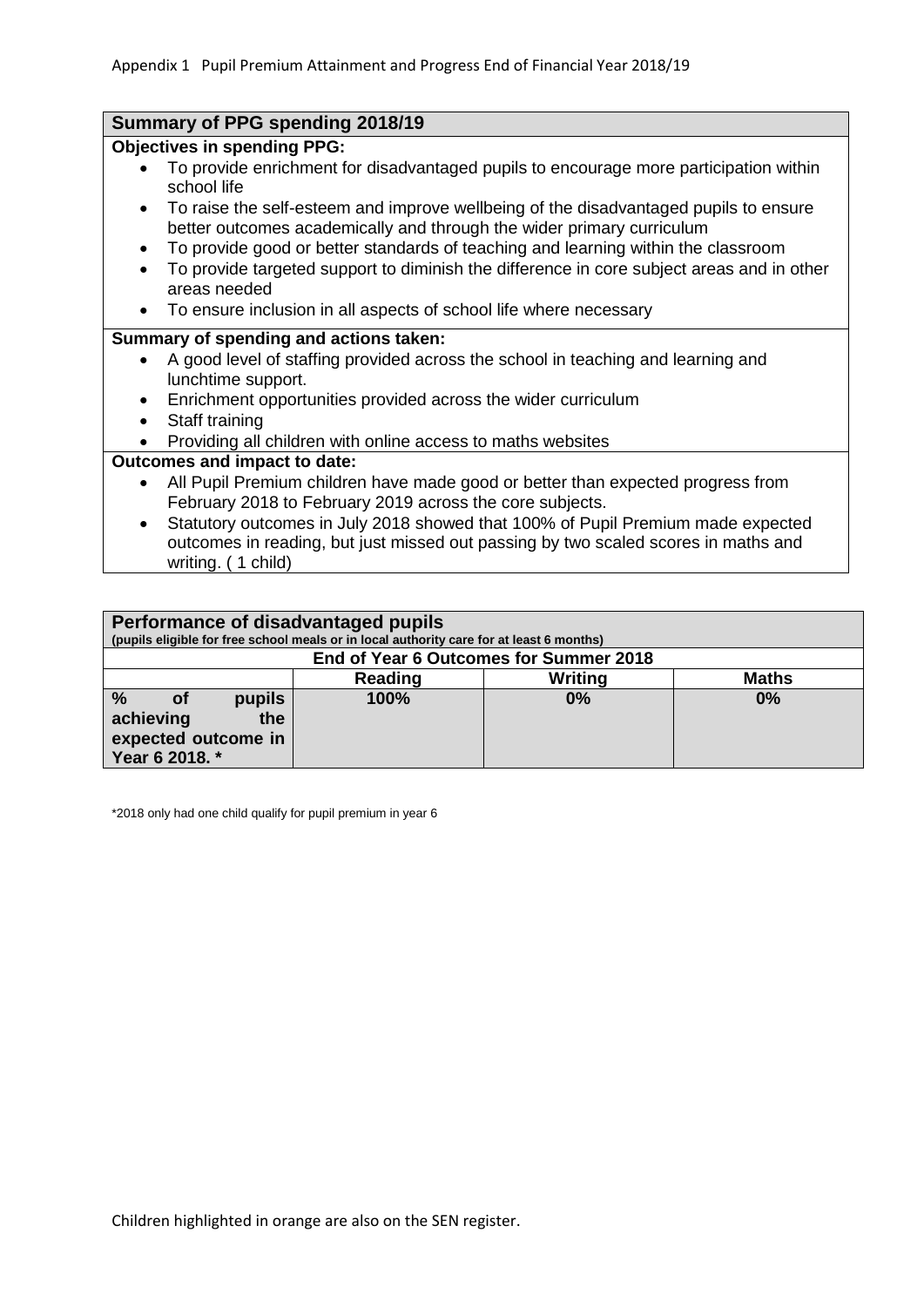Appendix 1 Pupil Premium Attainment and Progress End of Financial Year 2018/19

| **Summary of PPG spending 2018/19** |
|---|
| **Objectives in spending PPG:**<br>• To provide enrichment for disadvantaged pupils to encourage more participation within school life<br>• To raise the self-esteem and improve wellbeing of the disadvantaged pupils to ensure better outcomes academically and through the wider primary curriculum<br>• To provide good or better standards of teaching and learning within the classroom<br>• To provide targeted support to diminish the difference in core subject areas and in other areas needed<br>• To ensure inclusion in all aspects of school life where necessary |
| **Summary of spending and actions taken:**<br>• A good level of staffing provided across the school in teaching and learning and lunchtime support.<br>• Enrichment opportunities provided across the wider curriculum<br>• Staff training<br>• Providing all children with online access to maths websites |
| **Outcomes and impact to date:**<br>• All Pupil Premium children have made good or better than expected progress from February 2018 to February 2019 across the core subjects.<br>• Statutory outcomes in July 2018 showed that 100% of Pupil Premium made expected outcomes in reading, but just missed out passing by two scaled scores in maths and writing. ( 1 child) |

| **Performance of disadvantaged pupils**<br>**(pupils eligible for free school meals or in local authority care for at least 6 months)** | | | |
|---|---|---|---|
| **End of Year 6 Outcomes for Summer 2018** | | | |
| | **Reading** | **Writing** | **Maths** |
| **% of pupils achieving the expected outcome in Year 6 2018. *** | **100%** | **0%** | **0%** |

*2018 only had one child qualify for pupil premium in year 6

Children highlighted in orange are also on the SEN register.